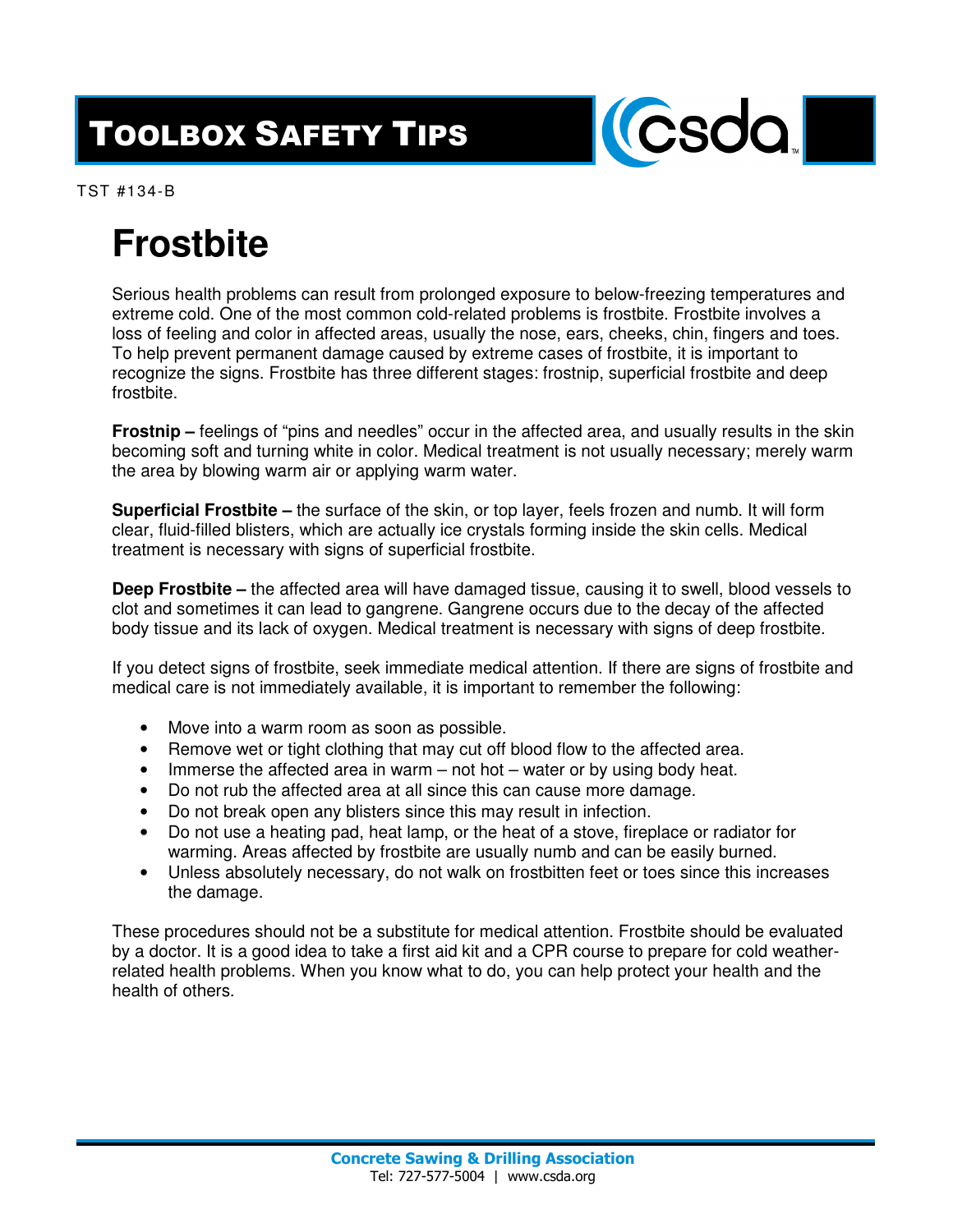# TOOLBOX SAFETY TIPS

TST #134-B

# Frostbite

Serious health problems can result from prolonged exposure to below-freezing temperatures and extreme cold. One of the most common cold-related problems is frostbite. Frostbite involves a loss of feeling and color in affected areas, usually the nose, ears, cheeks, chin, fingers and toes. To help prevent permanent damage caused by extreme cases of frostbite, it is important to recognize the signs. Frostbite has three different stages: frostnip, superficial frostbite and deep frostbite.

**Frostnip –** feelings of "pins and needles" occur in the affected area, and usually results in the skin becoming soft and turning white in color. Medical treatment is not usually necessary; merely warm the area by blowing warm air or applying warm water.

**Superficial Frostbite –** the surface of the skin, or top layer, feels frozen and numb. It will form clear, fluid-filled blisters, which are actually ice crystals forming inside the skin cells. Medical treatment is necessary with signs of superficial frostbite.

**Deep Frostbite –** the affected area will have damaged tissue, causing it to swell, blood vessels to clot and sometimes it can lead to gangrene. Gangrene occurs due to the decay of the affected body tissue and its lack of oxygen. Medical treatment is necessary with signs of deep frostbite.

If you detect signs of frostbite, seek immediate medical attention. If there are signs of frostbite and medical care is not immediately available, it is important to remember the following:

- Move into a warm room as soon as possible.
- Remove wet or tight clothing that may cut off blood flow to the affected area.
- Immerse the affected area in warm – not hot – water or by using body heat.
- Do not rub the affected area at all since this can cause more damage.
- Do not break open any blisters since this may result in infection.
- Do not use a heating pad, heat lamp, or the heat of a stove, fireplace or radiator for warming. Areas affected by frostbite are usually numb and can be easily burned.
- Unless absolutely necessary, do not walk on frostbitten feet or toes since this increases the damage.

These procedures should not be a substitute for medical attention. Frostbite should be evaluated by a doctor. It is a good idea to take a first aid kit and a CPR course to prepare for cold weather-related health problems. When you know what to do, you can help protect your health and the health of others.

**Concrete Sawing & Drilling Association**
Tel: 727-577-5004 | www.csda.org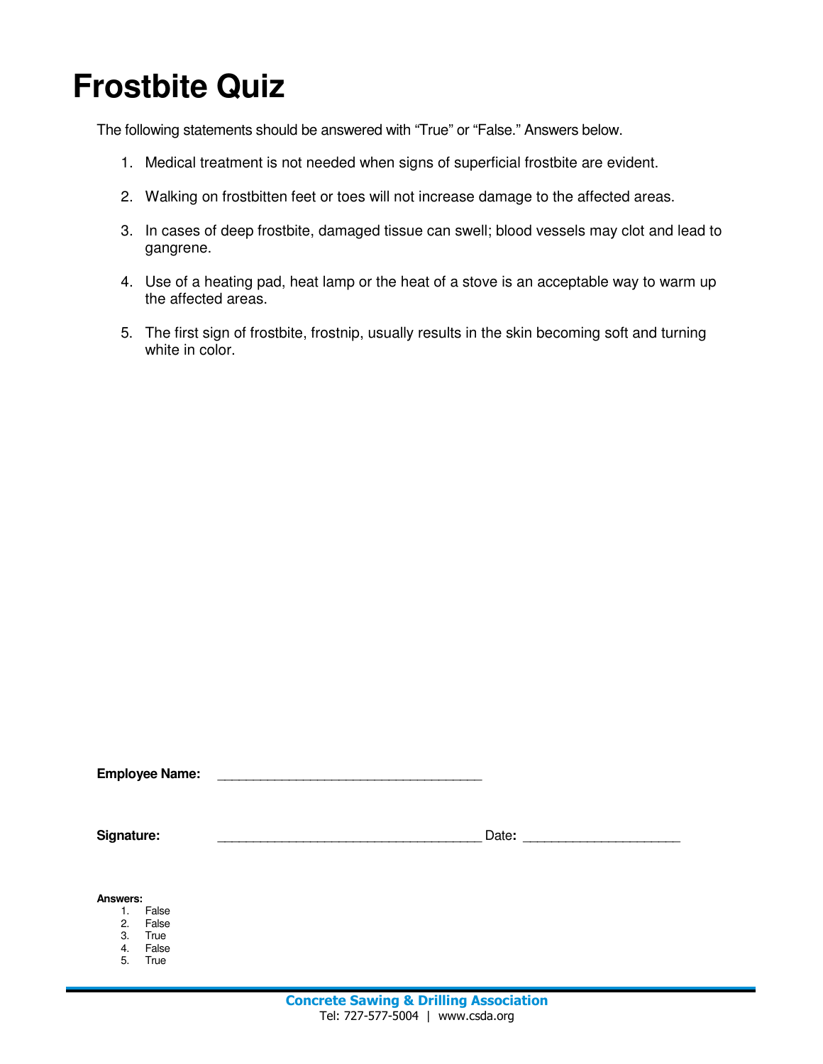# Frostbite Quiz

The following statements should be answered with “True” or “False.” Answers below.

1. Medical treatment is not needed when signs of superficial frostbite are evident.
2. Walking on frostbitten feet or toes will not increase damage to the affected areas.
3. In cases of deep frostbite, damaged tissue can swell; blood vessels may clot and lead to gangrene.
4. Use of a heating pad, heat lamp or the heat of a stove is an acceptable way to warm up the affected areas.
5. The first sign of frostbite, frostnip, usually results in the skin becoming soft and turning white in color.

**Employee Name:** ___________________________________

**Signature:** ___________________________________ Date**:** ____________________

**Answers:**

1. False
2. False
3. True
4. False
5. True

**Concrete Sawing & Drilling Association**
Tel: 727-577-5004 | www.csda.org